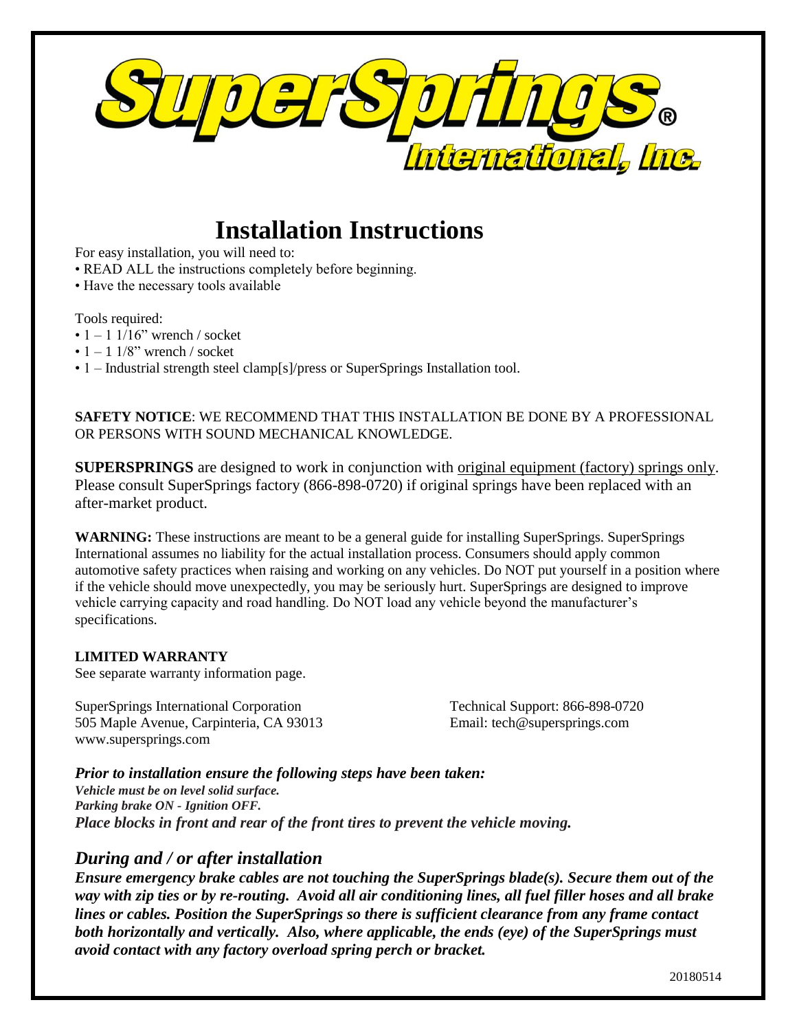# SuperSprings International, Inc.

# Installation Instructions

For easy installation, you will need to:

- READ ALL the instructions completely before beginning.
- Have the necessary tools available

Tools required:

- 1 – 1 1/16" wrench / socket
- 1 – 1 1/8" wrench / socket
- 1 – Industrial strength steel clamp[s]/press or SuperSprings Installation tool.

**SAFETY NOTICE**: WE RECOMMEND THAT THIS INSTALLATION BE DONE BY A PROFESSIONAL OR PERSONS WITH SOUND MECHANICAL KNOWLEDGE.

**SUPERSPRINGS** are designed to work in conjunction with original equipment (factory) springs only. Please consult SuperSprings factory (866-898-0720) if original springs have been replaced with an after-market product.

**WARNING:** These instructions are meant to be a general guide for installing SuperSprings. SuperSprings International assumes no liability for the actual installation process. Consumers should apply common automotive safety practices when raising and working on any vehicles. Do NOT put yourself in a position where if the vehicle should move unexpectedly, you may be seriously hurt. SuperSprings are designed to improve vehicle carrying capacity and road handling. Do NOT load any vehicle beyond the manufacturer's specifications.

**LIMITED WARRANTY**

See separate warranty information page.

SuperSprings International Corporation
505 Maple Avenue, Carpinteria, CA 93013
www.supersprings.com

Technical Support: 866-898-0720
Email: tech@supersprings.com

***Prior to installation ensure the following steps have been taken:***

***Vehicle must be on level solid surface.***
***Parking brake ON - Ignition OFF.***
***Place blocks in front and rear of the front tires to prevent the vehicle moving.***

## *During and / or after installation*

***Ensure emergency brake cables are not touching the SuperSprings blade(s). Secure them out of the way with zip ties or by re-routing. Avoid all air conditioning lines, all fuel filler hoses and all brake lines or cables. Position the SuperSprings so there is sufficient clearance from any frame contact both horizontally and vertically. Also, where applicable, the ends (eye) of the SuperSprings must avoid contact with any factory overload spring perch or bracket.***

20180514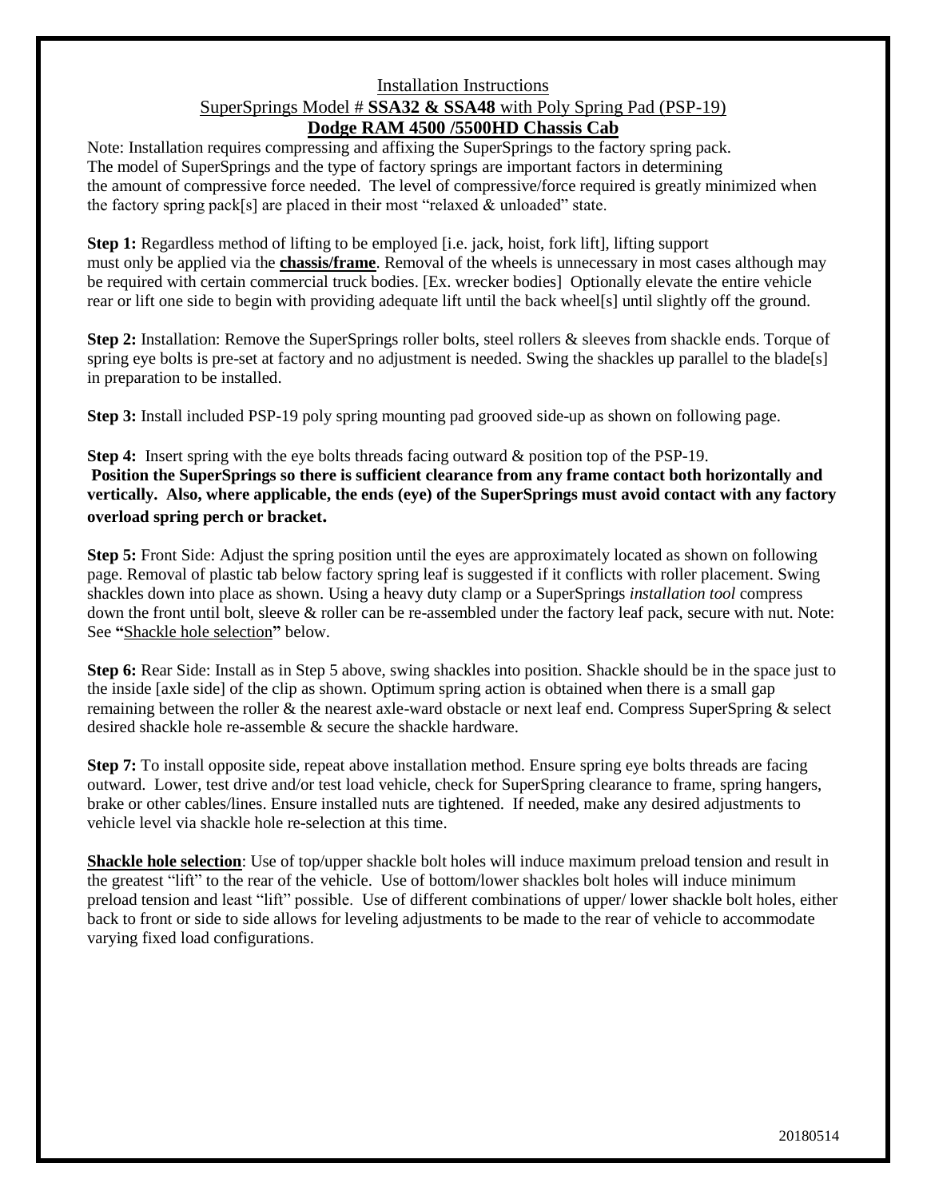Installation Instructions

SuperSprings Model # **SSA32 & SSA48** with Poly Spring Pad (PSP-19)

**Dodge RAM 4500 /5500HD Chassis Cab**

Note: Installation requires compressing and affixing the SuperSprings to the factory spring pack. The model of SuperSprings and the type of factory springs are important factors in determining the amount of compressive force needed. The level of compressive/force required is greatly minimized when the factory spring pack[s] are placed in their most "relaxed & unloaded" state.

**Step 1:** Regardless method of lifting to be employed [i.e. jack, hoist, fork lift], lifting support must only be applied via the **chassis/frame**. Removal of the wheels is unnecessary in most cases although may be required with certain commercial truck bodies. [Ex. wrecker bodies] Optionally elevate the entire vehicle rear or lift one side to begin with providing adequate lift until the back wheel[s] until slightly off the ground.

**Step 2:** Installation: Remove the SuperSprings roller bolts, steel rollers & sleeves from shackle ends. Torque of spring eye bolts is pre-set at factory and no adjustment is needed. Swing the shackles up parallel to the blade[s] in preparation to be installed.

**Step 3:** Install included PSP-19 poly spring mounting pad grooved side-up as shown on following page.

**Step 4:** Insert spring with the eye bolts threads facing outward & position top of the PSP-19. **Position the SuperSprings so there is sufficient clearance from any frame contact both horizontally and vertically. Also, where applicable, the ends (eye) of the SuperSprings must avoid contact with any factory overload spring perch or bracket.**

**Step 5:** Front Side: Adjust the spring position until the eyes are approximately located as shown on following page. Removal of plastic tab below factory spring leaf is suggested if it conflicts with roller placement. Swing shackles down into place as shown. Using a heavy duty clamp or a SuperSprings *installation tool* compress down the front until bolt, sleeve & roller can be re-assembled under the factory leaf pack, secure with nut. Note: See **"**Shackle hole selection**"** below.

**Step 6:** Rear Side: Install as in Step 5 above, swing shackles into position. Shackle should be in the space just to the inside [axle side] of the clip as shown. Optimum spring action is obtained when there is a small gap remaining between the roller & the nearest axle-ward obstacle or next leaf end. Compress SuperSpring & select desired shackle hole re-assemble & secure the shackle hardware.

**Step 7:** To install opposite side, repeat above installation method. Ensure spring eye bolts threads are facing outward. Lower, test drive and/or test load vehicle, check for SuperSpring clearance to frame, spring hangers, brake or other cables/lines. Ensure installed nuts are tightened. If needed, make any desired adjustments to vehicle level via shackle hole re-selection at this time.

**Shackle hole selection**: Use of top/upper shackle bolt holes will induce maximum preload tension and result in the greatest "lift" to the rear of the vehicle. Use of bottom/lower shackles bolt holes will induce minimum preload tension and least "lift" possible. Use of different combinations of upper/ lower shackle bolt holes, either back to front or side to side allows for leveling adjustments to be made to the rear of vehicle to accommodate varying fixed load configurations.

20180514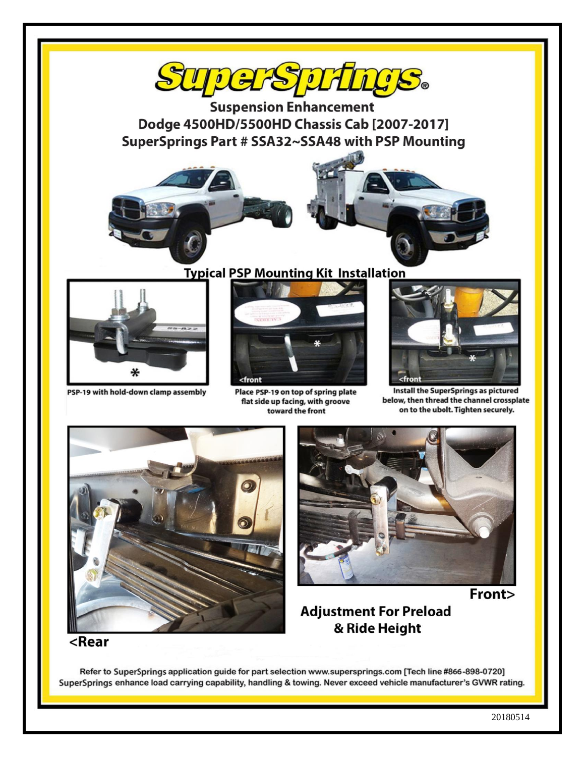# SuperSprings®

## Suspension Enhancement
## Dodge 4500HD/5500HD Chassis Cab [2007-2017]
## SuperSprings Part # SSA32~SSA48 with PSP Mounting

### Typical PSP Mounting Kit Installation

PSP-19 with hold-down clamp assembly

Place PSP-19 on top of spring plate flat side up facing, with groove toward the front

Install the SuperSprings as pictured below, then thread the channel crossplate on to the ubolt. Tighten securely.

<Rear

Front>

**Adjustment For Preload & Ride Height**

Refer to SuperSprings application guide for part selection www.supersprings.com [Tech line #866-898-0720]
SuperSprings enhance load carrying capability, handling & towing. Never exceed vehicle manufacturer's GVWR rating.

20180514